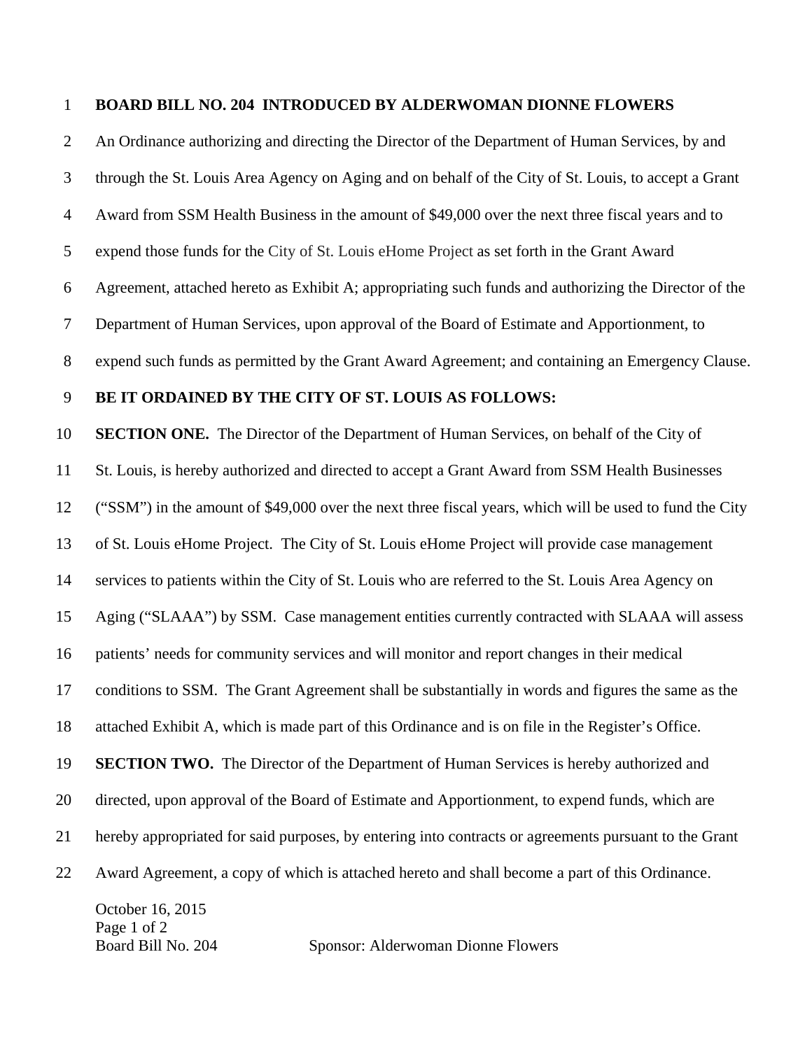**BOARD BILL NO. 204 INTRODUCED BY ALDERWOMAN DIONNE FLOWERS**

An Ordinance authorizing and directing the Director of the Department of Human Services, by and through the St. Louis Area Agency on Aging and on behalf of the City of St. Louis, to accept a Grant Award from SSM Health Business in the amount of $49,000 over the next three fiscal years and to expend those funds for the City of St. Louis eHome Project as set forth in the Grant Award Agreement, attached hereto as Exhibit A; appropriating such funds and authorizing the Director of the Department of Human Services, upon approval of the Board of Estimate and Apportionment, to expend such funds as permitted by the Grant Award Agreement; and containing an Emergency Clause.

**BE IT ORDAINED BY THE CITY OF ST. LOUIS AS FOLLOWS:**

**SECTION ONE.** The Director of the Department of Human Services, on behalf of the City of St. Louis, is hereby authorized and directed to accept a Grant Award from SSM Health Businesses ("SSM") in the amount of $49,000 over the next three fiscal years, which will be used to fund the City of St. Louis eHome Project. The City of St. Louis eHome Project will provide case management services to patients within the City of St. Louis who are referred to the St. Louis Area Agency on Aging ("SLAAA") by SSM. Case management entities currently contracted with SLAAA will assess patients' needs for community services and will monitor and report changes in their medical conditions to SSM. The Grant Agreement shall be substantially in words and figures the same as the attached Exhibit A, which is made part of this Ordinance and is on file in the Register's Office.

**SECTION TWO.** The Director of the Department of Human Services is hereby authorized and directed, upon approval of the Board of Estimate and Apportionment, to expend funds, which are hereby appropriated for said purposes, by entering into contracts or agreements pursuant to the Grant Award Agreement, a copy of which is attached hereto and shall become a part of this Ordinance.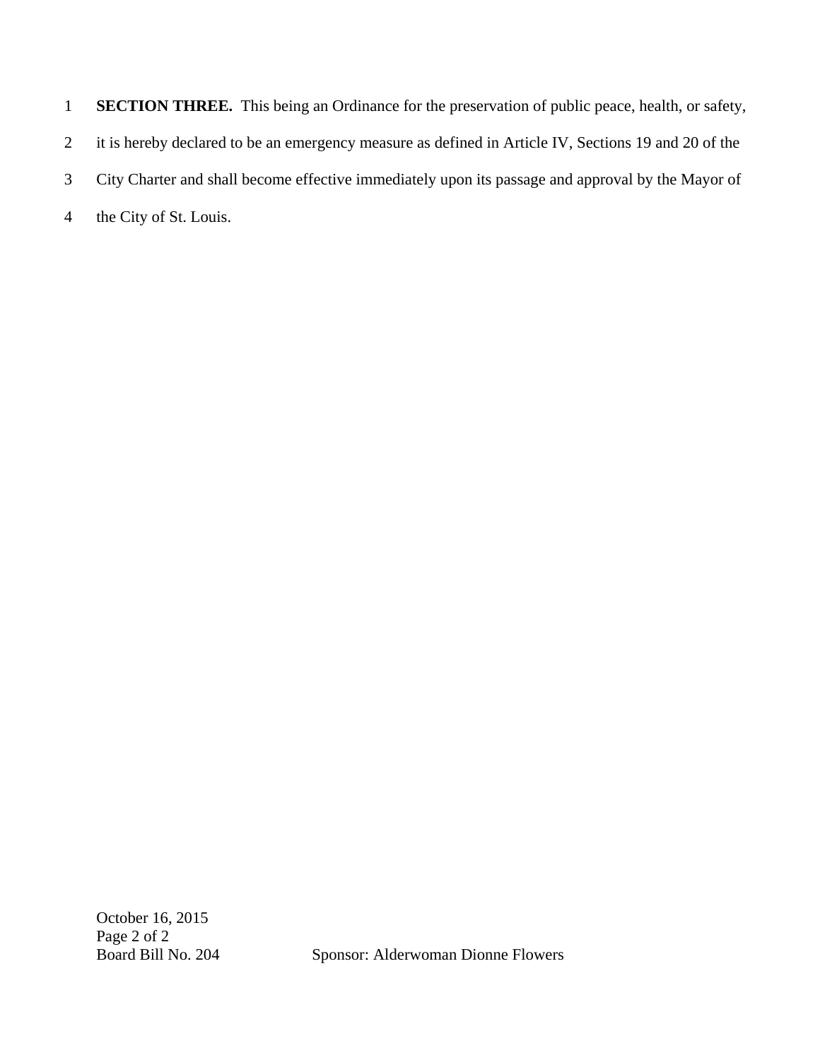**SECTION THREE.** This being an Ordinance for the preservation of public peace, health, or safety, it is hereby declared to be an emergency measure as defined in Article IV, Sections 19 and 20 of the City Charter and shall become effective immediately upon its passage and approval by the Mayor of the City of St. Louis.